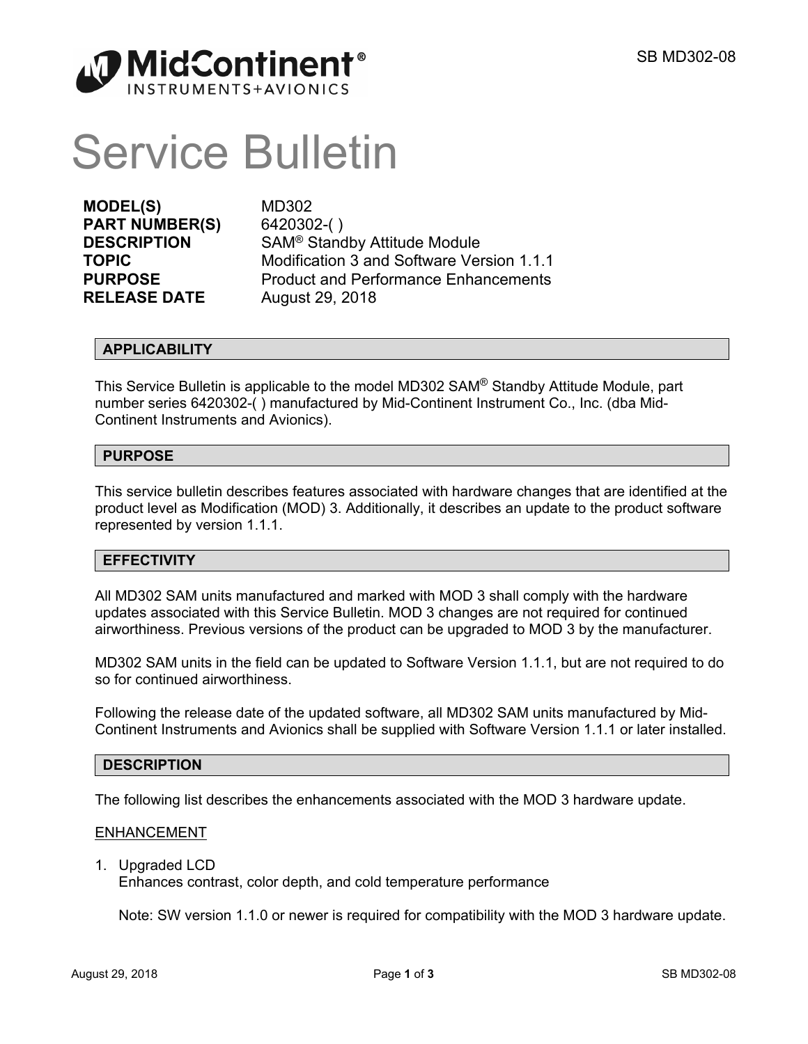MidContinent®
INSTRUMENTS+AVIONICS

# Service Bulletin

| | |
|---|---|
| **MODEL(S)** | MD302 |
| **PART NUMBER(S)** | 6420302-( ) |
| **DESCRIPTION** | SAM® Standby Attitude Module |
| **TOPIC** | Modification 3 and Software Version 1.1.1 |
| **PURPOSE** | Product and Performance Enhancements |
| **RELEASE DATE** | August 29, 2018 |

## APPLICABILITY

This Service Bulletin is applicable to the model MD302 SAM® Standby Attitude Module, part number series 6420302-( ) manufactured by Mid-Continent Instrument Co., Inc. (dba Mid-Continent Instruments and Avionics).

## PURPOSE

This service bulletin describes features associated with hardware changes that are identified at the product level as Modification (MOD) 3. Additionally, it describes an update to the product software represented by version 1.1.1.

## EFFECTIVITY

All MD302 SAM units manufactured and marked with MOD 3 shall comply with the hardware updates associated with this Service Bulletin. MOD 3 changes are not required for continued airworthiness. Previous versions of the product can be upgraded to MOD 3 by the manufacturer.

MD302 SAM units in the field can be updated to Software Version 1.1.1, but are not required to do so for continued airworthiness.

Following the release date of the updated software, all MD302 SAM units manufactured by Mid-Continent Instruments and Avionics shall be supplied with Software Version 1.1.1 or later installed.

## DESCRIPTION

The following list describes the enhancements associated with the MOD 3 hardware update.

ENHANCEMENT

1. Upgraded LCD
   Enhances contrast, color depth, and cold temperature performance

   Note: SW version 1.1.0 or newer is required for compatibility with the MOD 3 hardware update.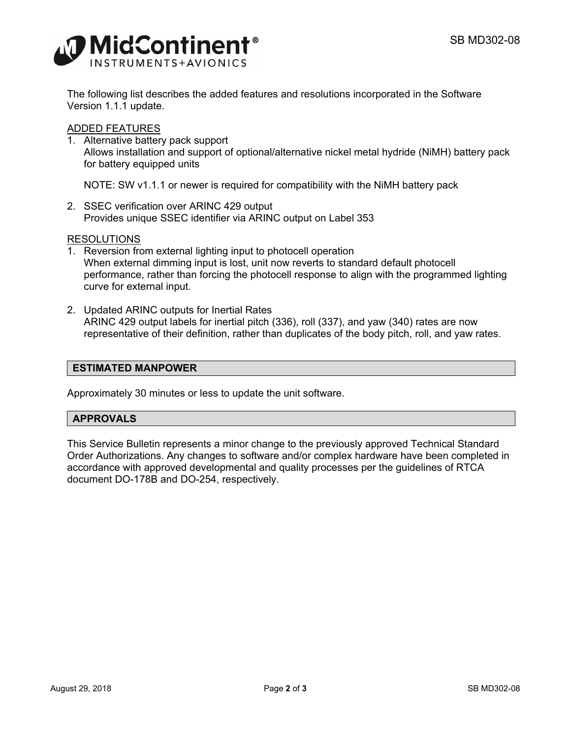The following list describes the added features and resolutions incorporated in the Software Version 1.1.1 update.

ADDED FEATURES

1. Alternative battery pack support
   Allows installation and support of optional/alternative nickel metal hydride (NiMH) battery pack for battery equipped units

   NOTE: SW v1.1.1 or newer is required for compatibility with the NiMH battery pack

2. SSEC verification over ARINC 429 output
   Provides unique SSEC identifier via ARINC output on Label 353

RESOLUTIONS

1. Reversion from external lighting input to photocell operation
   When external dimming input is lost, unit now reverts to standard default photocell performance, rather than forcing the photocell response to align with the programmed lighting curve for external input.

2. Updated ARINC outputs for Inertial Rates
   ARINC 429 output labels for inertial pitch (336), roll (337), and yaw (340) rates are now representative of their definition, rather than duplicates of the body pitch, roll, and yaw rates.

## ESTIMATED MANPOWER

Approximately 30 minutes or less to update the unit software.

## APPROVALS

This Service Bulletin represents a minor change to the previously approved Technical Standard Order Authorizations. Any changes to software and/or complex hardware have been completed in accordance with approved developmental and quality processes per the guidelines of RTCA document DO-178B and DO-254, respectively.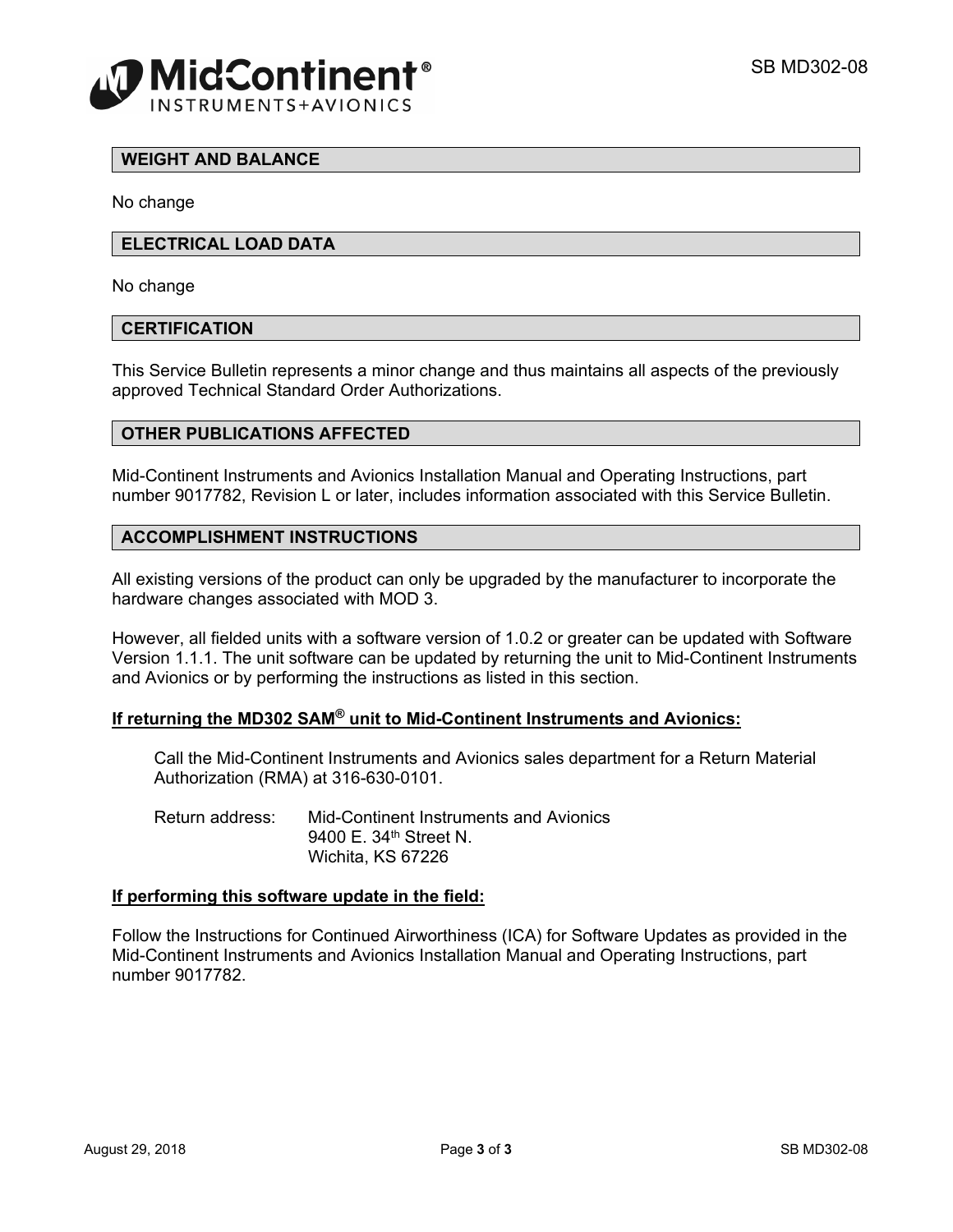## WEIGHT AND BALANCE

No change

## ELECTRICAL LOAD DATA

No change

## CERTIFICATION

This Service Bulletin represents a minor change and thus maintains all aspects of the previously approved Technical Standard Order Authorizations.

## OTHER PUBLICATIONS AFFECTED

Mid-Continent Instruments and Avionics Installation Manual and Operating Instructions, part number 9017782, Revision L or later, includes information associated with this Service Bulletin.

## ACCOMPLISHMENT INSTRUCTIONS

All existing versions of the product can only be upgraded by the manufacturer to incorporate the hardware changes associated with MOD 3.

However, all fielded units with a software version of 1.0.2 or greater can be updated with Software Version 1.1.1. The unit software can be updated by returning the unit to Mid-Continent Instruments and Avionics or by performing the instructions as listed in this section.

**If returning the MD302 SAM® unit to Mid-Continent Instruments and Avionics:**

Call the Mid-Continent Instruments and Avionics sales department for a Return Material Authorization (RMA) at 316-630-0101.

Return address: Mid-Continent Instruments and Avionics
9400 E. 34th Street N.
Wichita, KS 67226

**If performing this software update in the field:**

Follow the Instructions for Continued Airworthiness (ICA) for Software Updates as provided in the Mid-Continent Instruments and Avionics Installation Manual and Operating Instructions, part number 9017782.